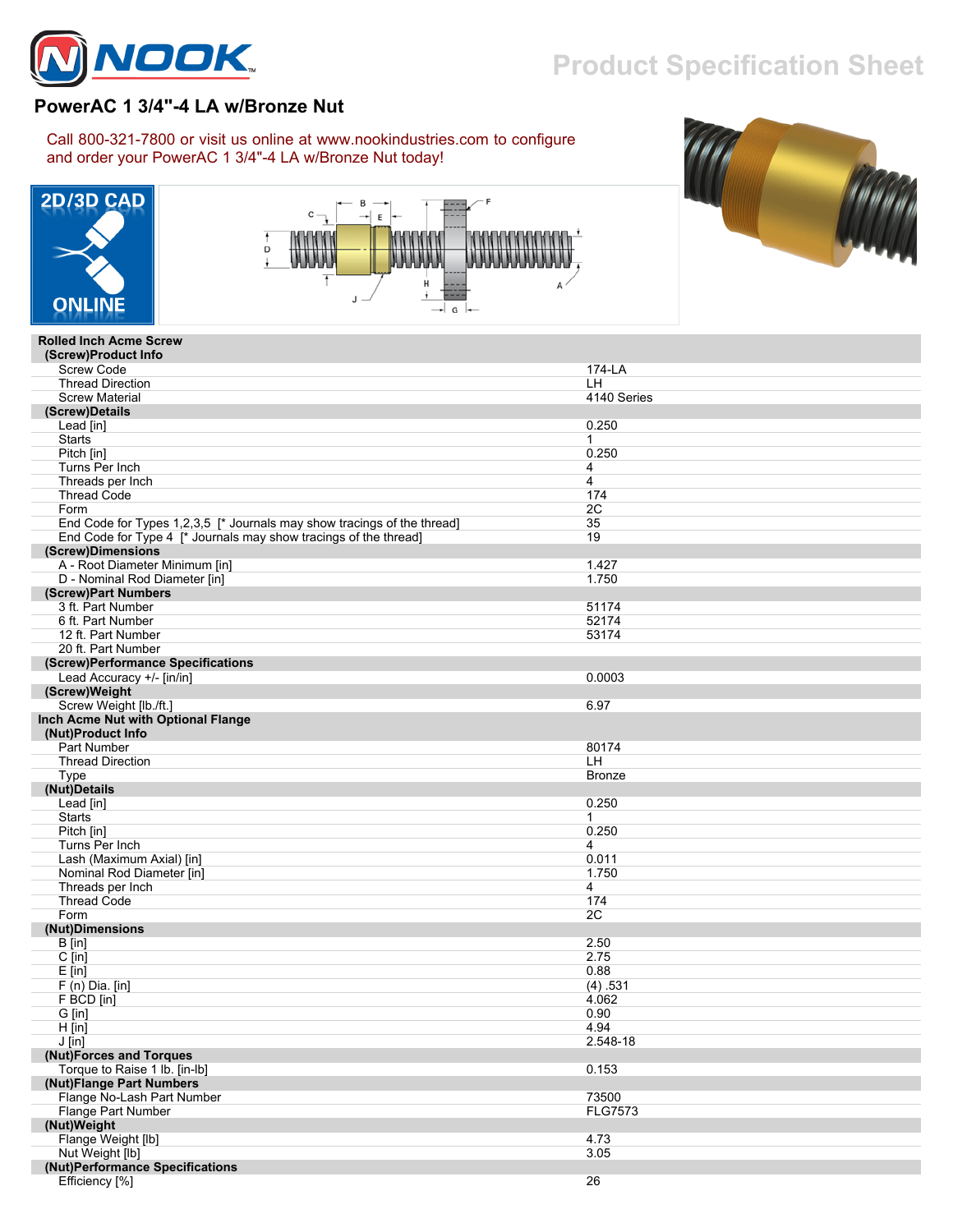# PowerAC 1 3/4"-4 LA w/Bronze Nut

Call 800-321-7800 or visit us online at www.nookindustries.com to configure and order your PowerAC 1 3/4"-4 LA w/Bronze Nut today!

2D/3D CAD ONLINE

| Rolled Inch Acme Screw | |
|---|---|
| **(Screw)Product Info** | |
| Screw Code | 174-LA |
| Thread Direction | LH |
| Screw Material | 4140 Series |
| **(Screw)Details** | |
| Lead [in] | 0.250 |
| Starts | 1 |
| Pitch [in] | 0.250 |
| Turns Per Inch | 4 |
| Threads per Inch | 4 |
| Thread Code | 174 |
| Form | 2C |
| End Code for Types 1,2,3,5 [* Journals may show tracings of the thread] | 35 |
| End Code for Type 4 [* Journals may show tracings of the thread] | 19 |
| **(Screw)Dimensions** | |
| A - Root Diameter Minimum [in] | 1.427 |
| D - Nominal Rod Diameter [in] | 1.750 |
| **(Screw)Part Numbers** | |
| 3 ft. Part Number | 51174 |
| 6 ft. Part Number | 52174 |
| 12 ft. Part Number | 53174 |
| 20 ft. Part Number | |
| **(Screw)Performance Specifications** | |
| Lead Accuracy +/- [in/in] | 0.0003 |
| **(Screw)Weight** | |
| Screw Weight [lb./ft.] | 6.97 |

| Inch Acme Nut with Optional Flange | |
|---|---|
| **(Nut)Product Info** | |
| Part Number | 80174 |
| Thread Direction | LH |
| Type | Bronze |
| **(Nut)Details** | |
| Lead [in] | 0.250 |
| Starts | 1 |
| Pitch [in] | 0.250 |
| Turns Per Inch | 4 |
| Lash (Maximum Axial) [in] | 0.011 |
| Nominal Rod Diameter [in] | 1.750 |
| Threads per Inch | 4 |
| Thread Code | 174 |
| Form | 2C |
| **(Nut)Dimensions** | |
| B [in] | 2.50 |
| C [in] | 2.75 |
| E [in] | 0.88 |
| F (n) Dia. [in] | (4) .531 |
| F BCD [in] | 4.062 |
| G [in] | 0.90 |
| H [in] | 4.94 |
| J [in] | 2.548-18 |
| **(Nut)Forces and Torques** | |
| Torque to Raise 1 lb. [in-lb] | 0.153 |
| **(Nut)Flange Part Numbers** | |
| Flange No-Lash Part Number | 73500 |
| Flange Part Number | FLG7573 |
| **(Nut)Weight** | |
| Flange Weight [lb] | 4.73 |
| Nut Weight [lb] | 3.05 |
| **(Nut)Performance Specifications** | |
| Efficiency [%] | 26 |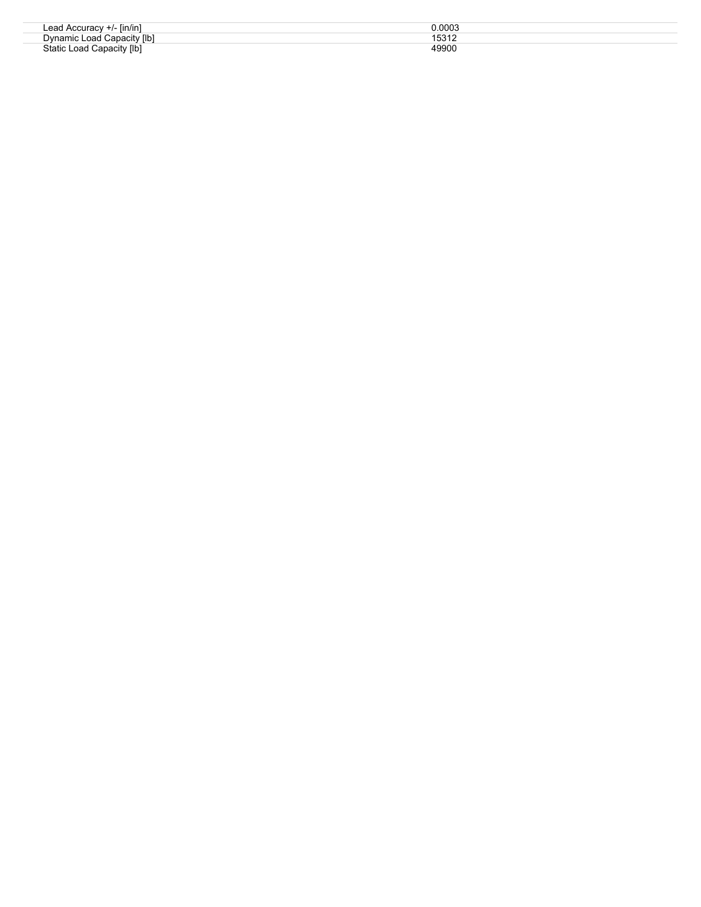| | |
|---|---|
| Lead Accuracy +/- [in/in] | 0.0003 |
| Dynamic Load Capacity [lb] | 15312 |
| Static Load Capacity [lb] | 49900 |